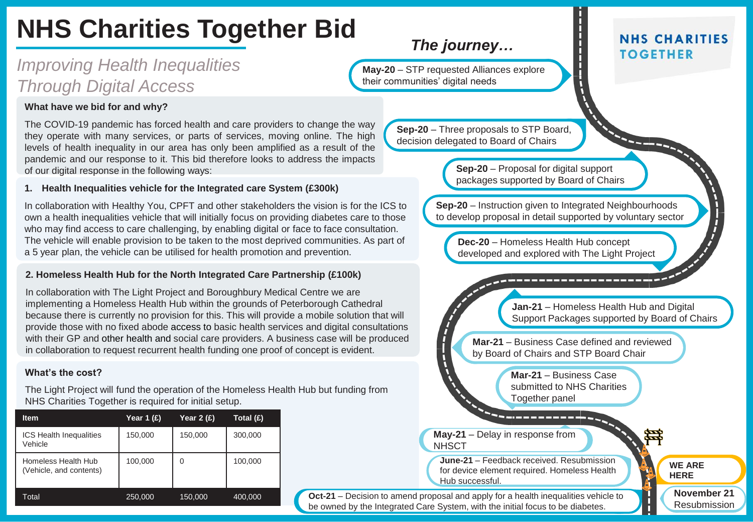# NHS Charities Together Bid

## *Improving Health Inequalities Through Digital Access*

### What have we bid for and why?

The COVID-19 pandemic has forced health and care providers to change the way they operate with many services, or parts of services, moving online. The high levels of health inequality in our area has only been amplified as a result of the pandemic and our response to it. This bid therefore looks to address the impacts of our digital response in the following ways:

### 1. Health Inequalities vehicle for the Integrated care System (£300k)

In collaboration with Healthy You, CPFT and other stakeholders the vision is for the ICS to own a health inequalities vehicle that will initially focus on providing diabetes care to those who may find access to care challenging, by enabling digital or face to face consultation. The vehicle will enable provision to be taken to the most deprived communities. As part of a 5 year plan, the vehicle can be utilised for health promotion and prevention.

### 2. Homeless Health Hub for the North Integrated Care Partnership (£100k)

In collaboration with The Light Project and Boroughbury Medical Centre we are implementing a Homeless Health Hub within the grounds of Peterborough Cathedral because there is currently no provision for this. This will provide a mobile solution that will provide those with no fixed abode access to basic health services and digital consultations with their GP and other health and social care providers. A business case will be produced in collaboration to request recurrent health funding one proof of concept is evident.

### What's the cost?

The Light Project will fund the operation of the Homeless Health Hub but funding from NHS Charities Together is required for initial setup.

| Item | Year 1 (£) | Year 2 (£) | Total (£) |
|---|---|---|---|
| ICS Health Inequalities Vehicle | 150,000 | 150,000 | 300,000 |
| Homeless Health Hub (Vehicle, and contents) | 100,000 | 0 | 100,000 |
| Total | 250,000 | 150,000 | 400,000 |

## *The journey…*

NHS CHARITIES TOGETHER

- **May-20** – STP requested Alliances explore their communities' digital needs
- **Sep-20** – Three proposals to STP Board, decision delegated to Board of Chairs
- **Sep-20** – Proposal for digital support packages supported by Board of Chairs
- **Sep-20** – Instruction given to Integrated Neighbourhoods to develop proposal in detail supported by voluntary sector
- **Dec-20** – Homeless Health Hub concept developed and explored with The Light Project
- **Jan-21** – Homeless Health Hub and Digital Support Packages supported by Board of Chairs
- **Mar-21** – Business Case defined and reviewed by Board of Chairs and STP Board Chair
- **Mar-21** – Business Case submitted to NHS Charities Together panel
- **May-21** – Delay in response from NHSCT
- **June-21** – Feedback received. Resubmission for device element required. Homeless Health Hub successful.
- **Oct-21** – Decision to amend proposal and apply for a health inequalities vehicle to be owned by the Integrated Care System, with the initial focus to be diabetes.

**WE ARE HERE**

**November 21** Resubmission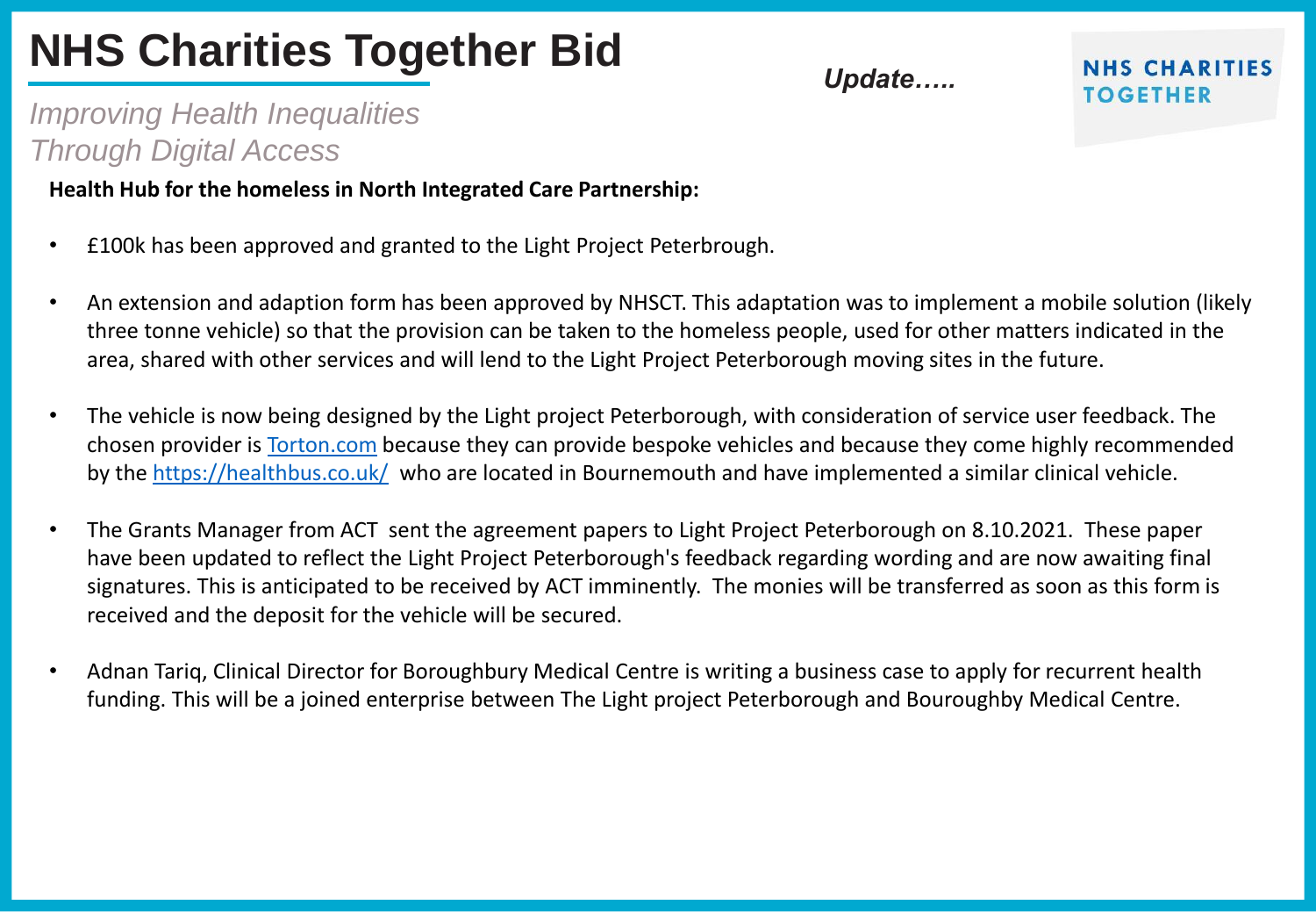# NHS Charities Together Bid

*Update…..*

NHS CHARITIES TOGETHER

*Improving Health Inequalities Through Digital Access*

**Health Hub for the homeless in North Integrated Care Partnership:**

- £100k has been approved and granted to the Light Project Peterbrough.
- An extension and adaption form has been approved by NHSCT. This adaptation was to implement a mobile solution (likely three tonne vehicle) so that the provision can be taken to the homeless people, used for other matters indicated in the area, shared with other services and will lend to the Light Project Peterborough moving sites in the future.
- The vehicle is now being designed by the Light project Peterborough, with consideration of service user feedback. The chosen provider is [Torton.com](Torton.com) because they can provide bespoke vehicles and because they come highly recommended by the [https://healthbus.co.uk/](https://healthbus.co.uk/) who are located in Bournemouth and have implemented a similar clinical vehicle.
- The Grants Manager from ACT sent the agreement papers to Light Project Peterborough on 8.10.2021. These paper have been updated to reflect the Light Project Peterborough's feedback regarding wording and are now awaiting final signatures. This is anticipated to be received by ACT imminently. The monies will be transferred as soon as this form is received and the deposit for the vehicle will be secured.
- Adnan Tariq, Clinical Director for Boroughbury Medical Centre is writing a business case to apply for recurrent health funding. This will be a joined enterprise between The Light project Peterborough and Bouroughby Medical Centre.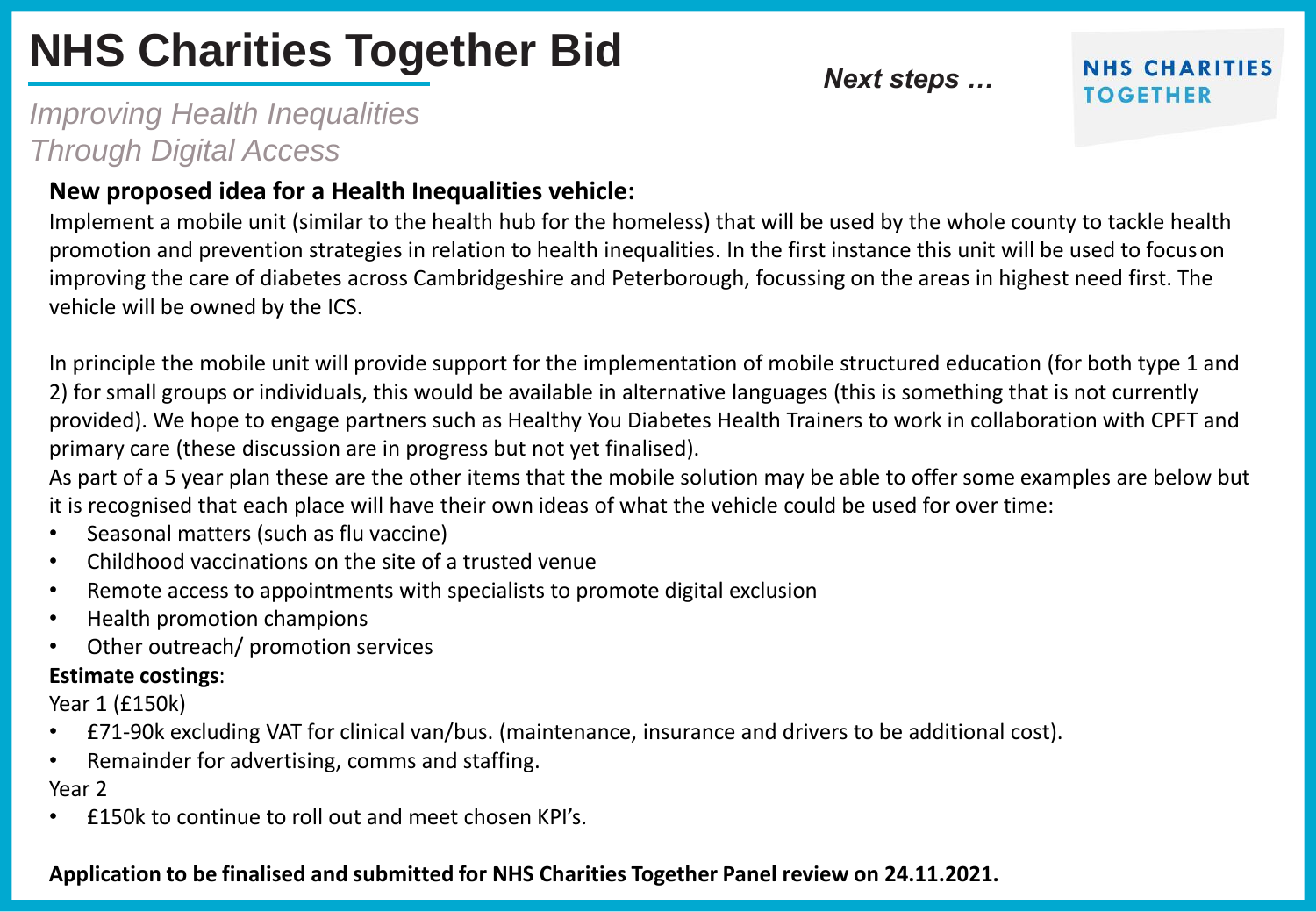# NHS Charities Together Bid

*Improving Health Inequalities Through Digital Access*

***Next steps …***

**NHS CHARITIES TOGETHER**

**New proposed idea for a Health Inequalities vehicle:**

Implement a mobile unit (similar to the health hub for the homeless) that will be used by the whole county to tackle health promotion and prevention strategies in relation to health inequalities. In the first instance this unit will be used to focus on improving the care of diabetes across Cambridgeshire and Peterborough, focussing on the areas in highest need first. The vehicle will be owned by the ICS.

In principle the mobile unit will provide support for the implementation of mobile structured education (for both type 1 and 2) for small groups or individuals, this would be available in alternative languages (this is something that is not currently provided). We hope to engage partners such as Healthy You Diabetes Health Trainers to work in collaboration with CPFT and primary care (these discussion are in progress but not yet finalised).

As part of a 5 year plan these are the other items that the mobile solution may be able to offer some examples are below but it is recognised that each place will have their own ideas of what the vehicle could be used for over time:

- Seasonal matters (such as flu vaccine)
- Childhood vaccinations on the site of a trusted venue
- Remote access to appointments with specialists to promote digital exclusion
- Health promotion champions
- Other outreach/ promotion services

**Estimate costings**:

Year 1 (£150k)

- £71-90k excluding VAT for clinical van/bus. (maintenance, insurance and drivers to be additional cost).
- Remainder for advertising, comms and staffing.

Year 2

- £150k to continue to roll out and meet chosen KPI's.

**Application to be finalised and submitted for NHS Charities Together Panel review on 24.11.2021.**